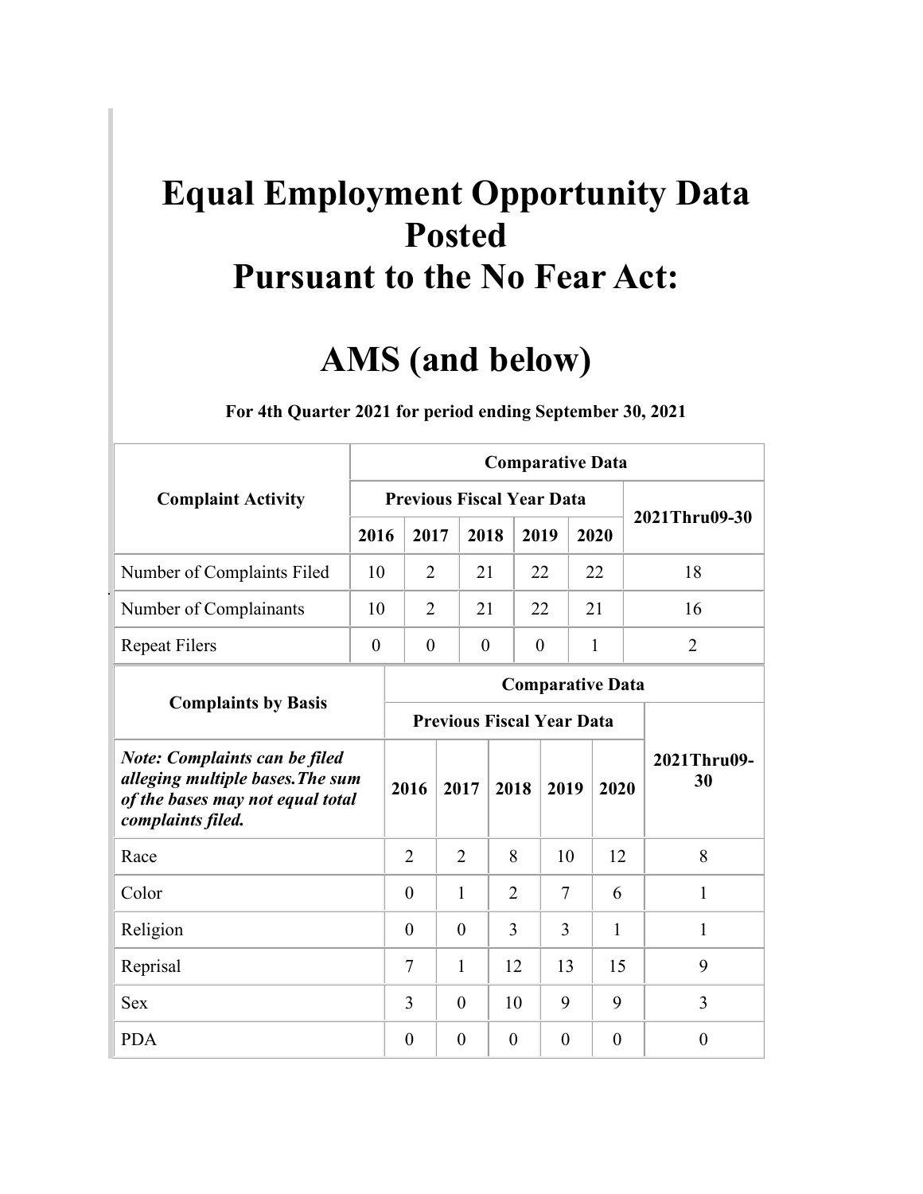# Equal Employment Opportunity Data Posted Pursuant to the No Fear Act:

# AMS (and below)

**For 4th Quarter 2021 for period ending September 30, 2021**

| Complaint Activity | Comparative Data | | | | | |
|---|---|---|---|---|---|---|
| | Previous Fiscal Year Data | | | | | 2021Thru09-30 |
| | 2016 | 2017 | 2018 | 2019 | 2020 | |
| Number of Complaints Filed | 10 | 2 | 21 | 22 | 22 | 18 |
| Number of Complainants | 10 | 2 | 21 | 22 | 21 | 16 |
| Repeat Filers | 0 | 0 | 0 | 0 | 1 | 2 |

| Complaints by Basis | Comparative Data | | | | | |
|---|---|---|---|---|---|---|
| | Previous Fiscal Year Data | | | | | 2021Thru09-30 |
| ***Note: Complaints can be filed alleging multiple bases.The sum of the bases may not equal total complaints filed.*** | 2016 | 2017 | 2018 | 2019 | 2020 | |
| Race | 2 | 2 | 8 | 10 | 12 | 8 |
| Color | 0 | 1 | 2 | 7 | 6 | 1 |
| Religion | 0 | 0 | 3 | 3 | 1 | 1 |
| Reprisal | 7 | 1 | 12 | 13 | 15 | 9 |
| Sex | 3 | 0 | 10 | 9 | 9 | 3 |
| PDA | 0 | 0 | 0 | 0 | 0 | 0 |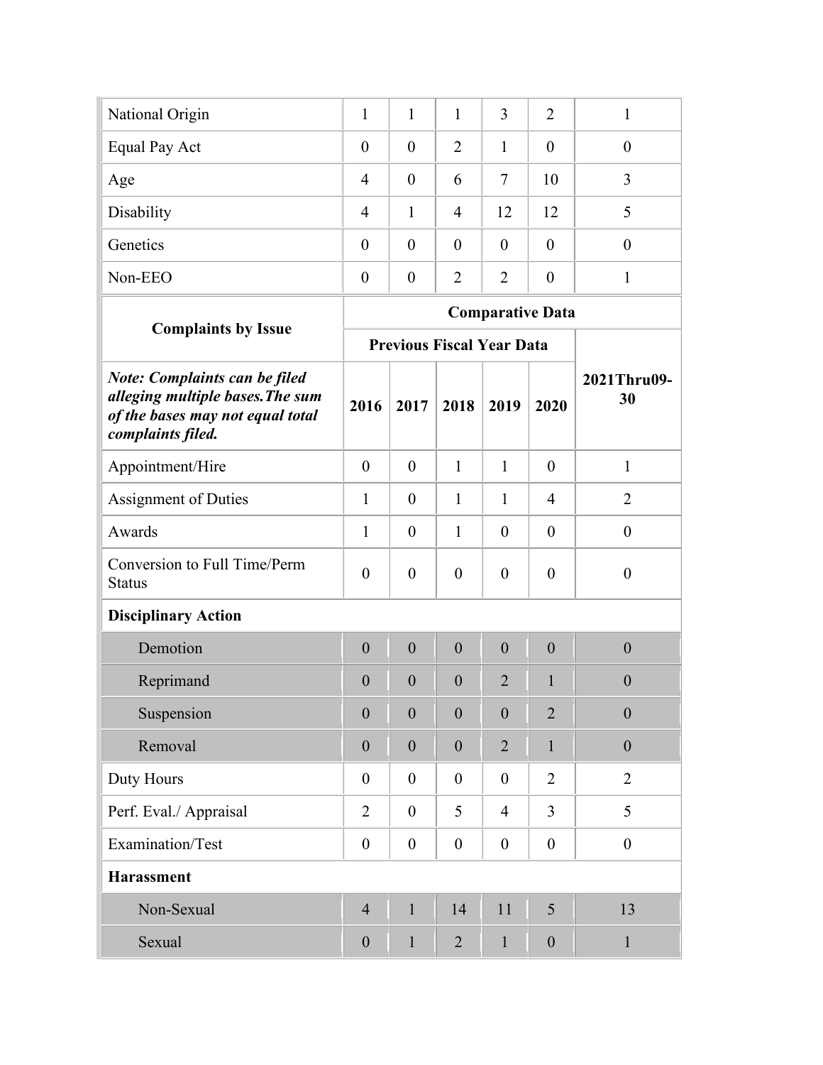| | | | | | | |
|---|---|---|---|---|---|---|
| National Origin | 1 | 1 | 1 | 3 | 2 | 1 |
| Equal Pay Act | 0 | 0 | 2 | 1 | 0 | 0 |
| Age | 4 | 0 | 6 | 7 | 10 | 3 |
| Disability | 4 | 1 | 4 | 12 | 12 | 5 |
| Genetics | 0 | 0 | 0 | 0 | 0 | 0 |
| Non-EEO | 0 | 0 | 2 | 2 | 0 | 1 |

| **Complaints by Issue** | **Comparative Data** | | | | | |
|---|---|---|---|---|---|---|
| | **Previous Fiscal Year Data** | | | | | |
| ***Note: Complaints can be filed alleging multiple bases.The sum of the bases may not equal total complaints filed.*** | **2016** | **2017** | **2018** | **2019** | **2020** | **2021Thru09-30** |
| Appointment/Hire | 0 | 0 | 1 | 1 | 0 | 1 |
| Assignment of Duties | 1 | 0 | 1 | 1 | 4 | 2 |
| Awards | 1 | 0 | 1 | 0 | 0 | 0 |
| Conversion to Full Time/Perm Status | 0 | 0 | 0 | 0 | 0 | 0 |
| **Disciplinary Action** | | | | | | |
| Demotion | 0 | 0 | 0 | 0 | 0 | 0 |
| Reprimand | 0 | 0 | 0 | 2 | 1 | 0 |
| Suspension | 0 | 0 | 0 | 0 | 2 | 0 |
| Removal | 0 | 0 | 0 | 2 | 1 | 0 |
| Duty Hours | 0 | 0 | 0 | 0 | 2 | 2 |
| Perf. Eval./ Appraisal | 2 | 0 | 5 | 4 | 3 | 5 |
| Examination/Test | 0 | 0 | 0 | 0 | 0 | 0 |
| **Harassment** | | | | | | |
| Non-Sexual | 4 | 1 | 14 | 11 | 5 | 13 |
| Sexual | 0 | 1 | 2 | 1 | 0 | 1 |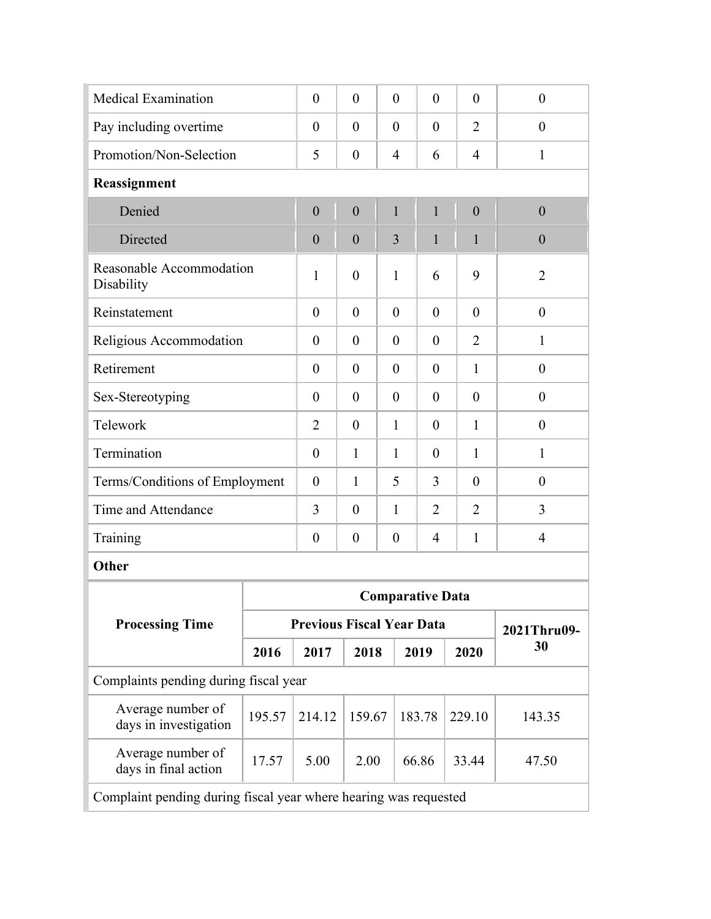| | | | | | | |
|---|---|---|---|---|---|---|
| Medical Examination | 0 | 0 | 0 | 0 | 0 | 0 |
| Pay including overtime | 0 | 0 | 0 | 0 | 2 | 0 |
| Promotion/Non-Selection | 5 | 0 | 4 | 6 | 4 | 1 |
| **Reassignment** | | | | | | |
| Denied | 0 | 0 | 1 | 1 | 0 | 0 |
| Directed | 0 | 0 | 3 | 1 | 1 | 0 |
| Reasonable Accommodation Disability | 1 | 0 | 1 | 6 | 9 | 2 |
| Reinstatement | 0 | 0 | 0 | 0 | 0 | 0 |
| Religious Accommodation | 0 | 0 | 0 | 0 | 2 | 1 |
| Retirement | 0 | 0 | 0 | 0 | 1 | 0 |
| Sex-Stereotyping | 0 | 0 | 0 | 0 | 0 | 0 |
| Telework | 2 | 0 | 1 | 0 | 1 | 0 |
| Termination | 0 | 1 | 1 | 0 | 1 | 1 |
| Terms/Conditions of Employment | 0 | 1 | 5 | 3 | 0 | 0 |
| Time and Attendance | 3 | 0 | 1 | 2 | 2 | 3 |
| Training | 0 | 0 | 0 | 4 | 1 | 4 |
| **Other** | | | | | | |

| **Processing Time** | **Comparative Data** | | | | | |
|---|---|---|---|---|---|---|
| | **Previous Fiscal Year Data** | | | | | **2021Thru09-30** |
| | **2016** | **2017** | **2018** | **2019** | **2020** | |
| Complaints pending during fiscal year | | | | | | |
| Average number of days in investigation | 195.57 | 214.12 | 159.67 | 183.78 | 229.10 | 143.35 |
| Average number of days in final action | 17.57 | 5.00 | 2.00 | 66.86 | 33.44 | 47.50 |
| Complaint pending during fiscal year where hearing was requested | | | | | | |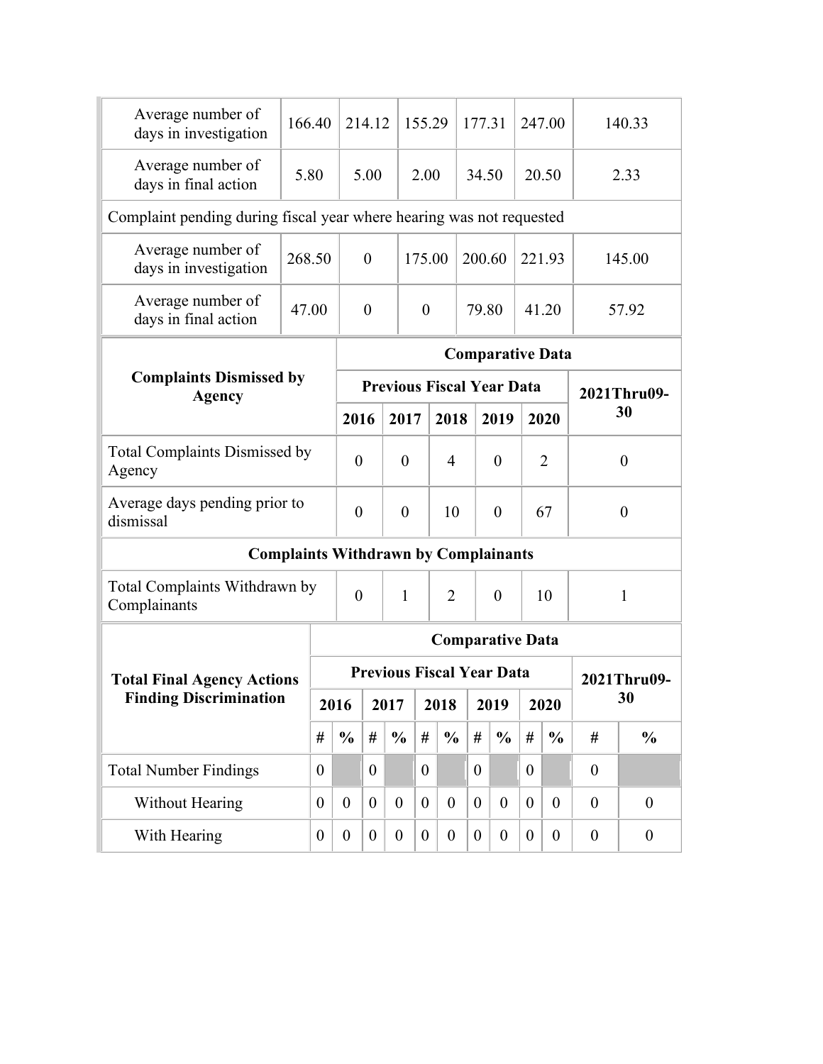| | | | | | | |
|---|---|---|---|---|---|---|
| Average number of days in investigation | 166.40 | 214.12 | 155.29 | 177.31 | 247.00 | 140.33 |
| Average number of days in final action | 5.80 | 5.00 | 2.00 | 34.50 | 20.50 | 2.33 |
| Complaint pending during fiscal year where hearing was not requested | | | | | | |
| Average number of days in investigation | 268.50 | 0 | 175.00 | 200.60 | 221.93 | 145.00 |
| Average number of days in final action | 47.00 | 0 | 0 | 79.80 | 41.20 | 57.92 |

| Complaints Dismissed by Agency | Comparative Data | | | | | |
|---|---|---|---|---|---|---|
| | Previous Fiscal Year Data | | | | | 2021Thru09-30 |
| | 2016 | 2017 | 2018 | 2019 | 2020 | |
| Total Complaints Dismissed by Agency | 0 | 0 | 4 | 0 | 2 | 0 |
| Average days pending prior to dismissal | 0 | 0 | 10 | 0 | 67 | 0 |
| **Complaints Withdrawn by Complainants** | | | | | | |
| Total Complaints Withdrawn by Complainants | 0 | 1 | 2 | 0 | 10 | 1 |

| Total Final Agency Actions Finding Discrimination | Comparative Data | | | | | | | | | | | |
|---|---|---|---|---|---|---|---|---|---|---|---|---|
| | Previous Fiscal Year Data | | | | | | | | | | 2021Thru09-30 | |
| | 2016 | | 2017 | | 2018 | | 2019 | | 2020 | | | |
| | # | % | # | % | # | % | # | % | # | % | # | % |
| Total Number Findings | 0 | | 0 | | 0 | | 0 | | 0 | | 0 | |
| Without Hearing | 0 | 0 | 0 | 0 | 0 | 0 | 0 | 0 | 0 | 0 | 0 | 0 |
| With Hearing | 0 | 0 | 0 | 0 | 0 | 0 | 0 | 0 | 0 | 0 | 0 | 0 |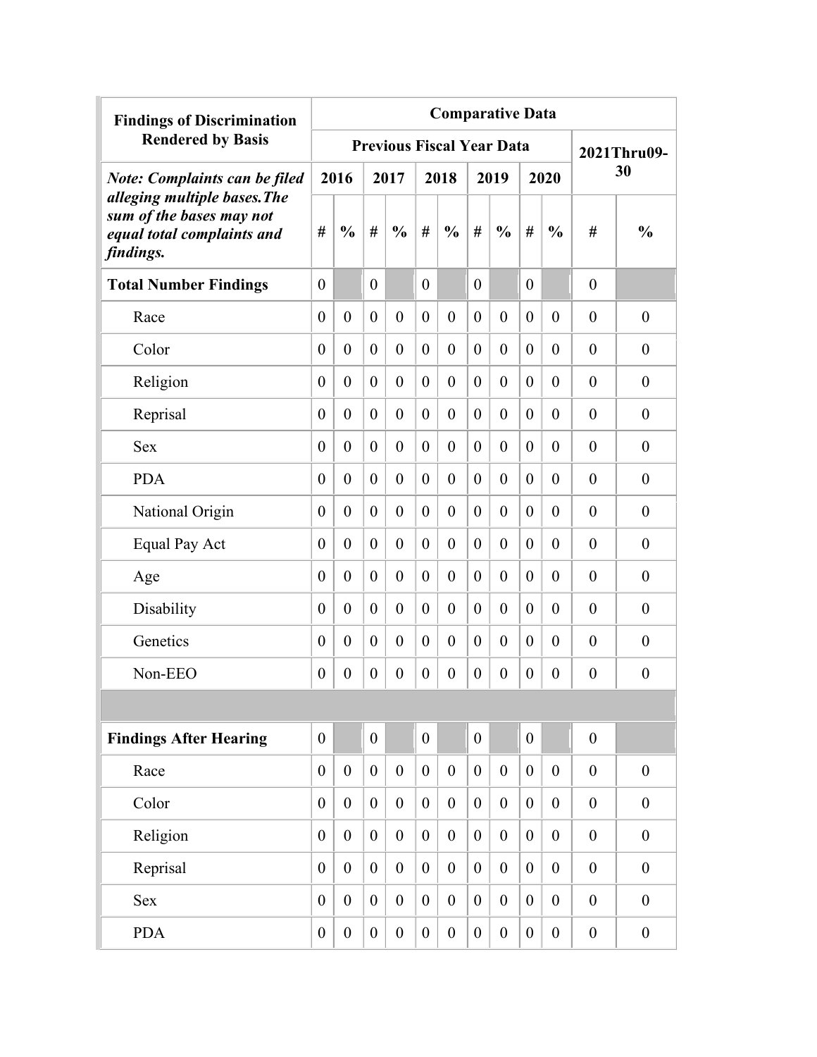| Findings of Discrimination Rendered by Basis | Comparative Data | | | | | | | | | | | |
|---|---|---|---|---|---|---|---|---|---|---|---|---|
| | Previous Fiscal Year Data | | | | | | | | | | 2021Thru09-30 | |
| *Note: Complaints can be filed alleging multiple bases.The sum of the bases may not equal total complaints and findings.* | 2016 | | 2017 | | 2018 | | 2019 | | 2020 | | | |
| | # | % | # | % | # | % | # | % | # | % | # | % |
| **Total Number Findings** | 0 | | 0 | | 0 | | 0 | | 0 | | 0 | |
| Race | 0 | 0 | 0 | 0 | 0 | 0 | 0 | 0 | 0 | 0 | 0 | 0 |
| Color | 0 | 0 | 0 | 0 | 0 | 0 | 0 | 0 | 0 | 0 | 0 | 0 |
| Religion | 0 | 0 | 0 | 0 | 0 | 0 | 0 | 0 | 0 | 0 | 0 | 0 |
| Reprisal | 0 | 0 | 0 | 0 | 0 | 0 | 0 | 0 | 0 | 0 | 0 | 0 |
| Sex | 0 | 0 | 0 | 0 | 0 | 0 | 0 | 0 | 0 | 0 | 0 | 0 |
| PDA | 0 | 0 | 0 | 0 | 0 | 0 | 0 | 0 | 0 | 0 | 0 | 0 |
| National Origin | 0 | 0 | 0 | 0 | 0 | 0 | 0 | 0 | 0 | 0 | 0 | 0 |
| Equal Pay Act | 0 | 0 | 0 | 0 | 0 | 0 | 0 | 0 | 0 | 0 | 0 | 0 |
| Age | 0 | 0 | 0 | 0 | 0 | 0 | 0 | 0 | 0 | 0 | 0 | 0 |
| Disability | 0 | 0 | 0 | 0 | 0 | 0 | 0 | 0 | 0 | 0 | 0 | 0 |
| Genetics | 0 | 0 | 0 | 0 | 0 | 0 | 0 | 0 | 0 | 0 | 0 | 0 |
| Non-EEO | 0 | 0 | 0 | 0 | 0 | 0 | 0 | 0 | 0 | 0 | 0 | 0 |
| | | | | | | | | | | | | |
| **Findings After Hearing** | 0 | | 0 | | 0 | | 0 | | 0 | | 0 | |
| Race | 0 | 0 | 0 | 0 | 0 | 0 | 0 | 0 | 0 | 0 | 0 | 0 |
| Color | 0 | 0 | 0 | 0 | 0 | 0 | 0 | 0 | 0 | 0 | 0 | 0 |
| Religion | 0 | 0 | 0 | 0 | 0 | 0 | 0 | 0 | 0 | 0 | 0 | 0 |
| Reprisal | 0 | 0 | 0 | 0 | 0 | 0 | 0 | 0 | 0 | 0 | 0 | 0 |
| Sex | 0 | 0 | 0 | 0 | 0 | 0 | 0 | 0 | 0 | 0 | 0 | 0 |
| PDA | 0 | 0 | 0 | 0 | 0 | 0 | 0 | 0 | 0 | 0 | 0 | 0 |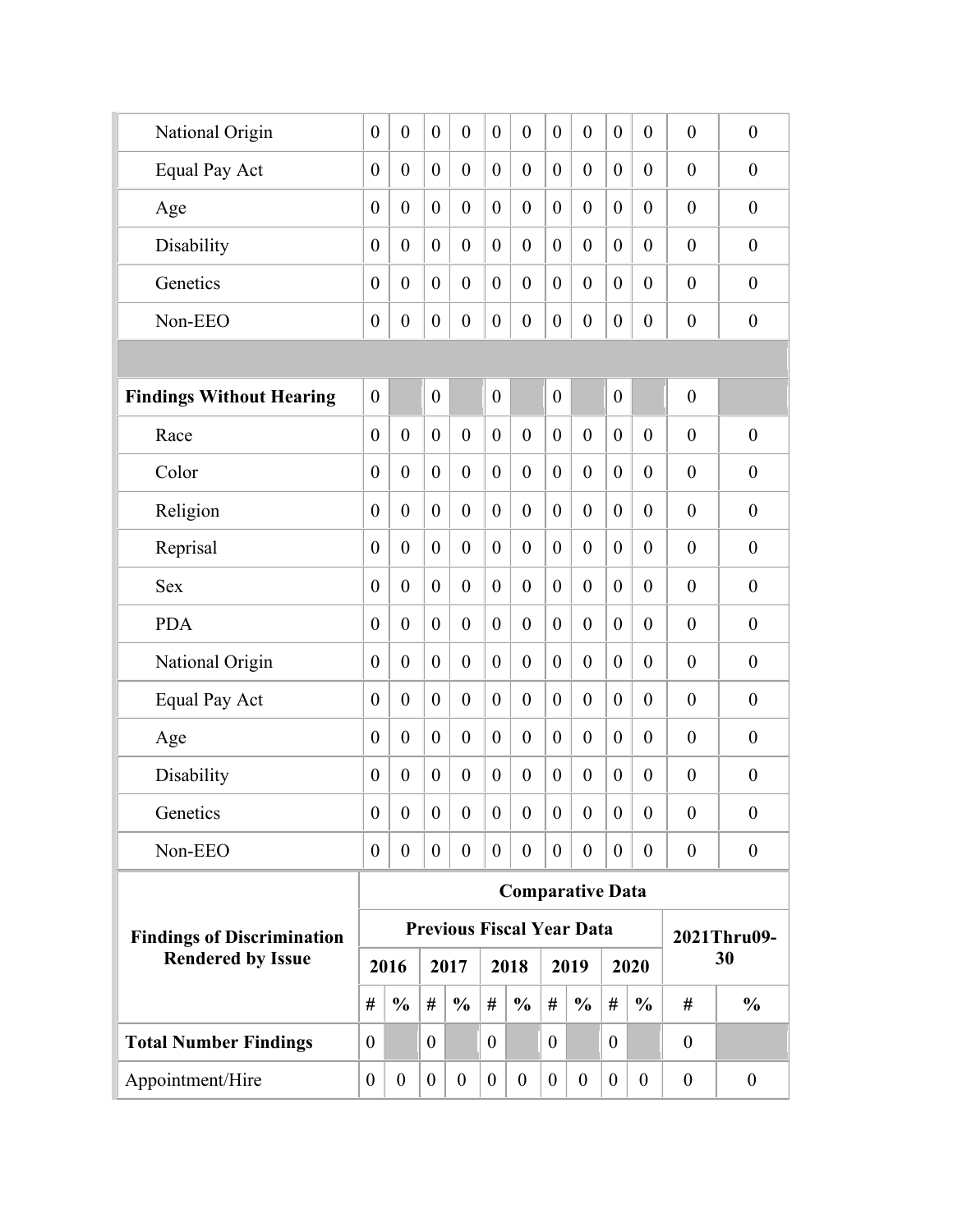| | | | | | | | | | | | | |
|---|---|---|---|---|---|---|---|---|---|---|---|---|
| National Origin | 0 | 0 | 0 | 0 | 0 | 0 | 0 | 0 | 0 | 0 | 0 | 0 |
| Equal Pay Act | 0 | 0 | 0 | 0 | 0 | 0 | 0 | 0 | 0 | 0 | 0 | 0 |
| Age | 0 | 0 | 0 | 0 | 0 | 0 | 0 | 0 | 0 | 0 | 0 | 0 |
| Disability | 0 | 0 | 0 | 0 | 0 | 0 | 0 | 0 | 0 | 0 | 0 | 0 |
| Genetics | 0 | 0 | 0 | 0 | 0 | 0 | 0 | 0 | 0 | 0 | 0 | 0 |
| Non-EEO | 0 | 0 | 0 | 0 | 0 | 0 | 0 | 0 | 0 | 0 | 0 | 0 |
| | | | | | | | | | | | | |
| **Findings Without Hearing** | 0 | | 0 | | 0 | | 0 | | 0 | | 0 | |
| Race | 0 | 0 | 0 | 0 | 0 | 0 | 0 | 0 | 0 | 0 | 0 | 0 |
| Color | 0 | 0 | 0 | 0 | 0 | 0 | 0 | 0 | 0 | 0 | 0 | 0 |
| Religion | 0 | 0 | 0 | 0 | 0 | 0 | 0 | 0 | 0 | 0 | 0 | 0 |
| Reprisal | 0 | 0 | 0 | 0 | 0 | 0 | 0 | 0 | 0 | 0 | 0 | 0 |
| Sex | 0 | 0 | 0 | 0 | 0 | 0 | 0 | 0 | 0 | 0 | 0 | 0 |
| PDA | 0 | 0 | 0 | 0 | 0 | 0 | 0 | 0 | 0 | 0 | 0 | 0 |
| National Origin | 0 | 0 | 0 | 0 | 0 | 0 | 0 | 0 | 0 | 0 | 0 | 0 |
| Equal Pay Act | 0 | 0 | 0 | 0 | 0 | 0 | 0 | 0 | 0 | 0 | 0 | 0 |
| Age | 0 | 0 | 0 | 0 | 0 | 0 | 0 | 0 | 0 | 0 | 0 | 0 |
| Disability | 0 | 0 | 0 | 0 | 0 | 0 | 0 | 0 | 0 | 0 | 0 | 0 |
| Genetics | 0 | 0 | 0 | 0 | 0 | 0 | 0 | 0 | 0 | 0 | 0 | 0 |
| Non-EEO | 0 | 0 | 0 | 0 | 0 | 0 | 0 | 0 | 0 | 0 | 0 | 0 |

| **Findings of Discrimination Rendered by Issue** | **Comparative Data** | | | | | | | | | | | |
|---|---|---|---|---|---|---|---|---|---|---|---|---|
| | **Previous Fiscal Year Data** | | | | | | | | | | **2021Thru09-30** | |
| | **2016** | | **2017** | | **2018** | | **2019** | | **2020** | | | |
| | **#** | **%** | **#** | **%** | **#** | **%** | **#** | **%** | **#** | **%** | **#** | **%** |
| **Total Number Findings** | 0 | | 0 | | 0 | | 0 | | 0 | | 0 | |
| Appointment/Hire | 0 | 0 | 0 | 0 | 0 | 0 | 0 | 0 | 0 | 0 | 0 | 0 |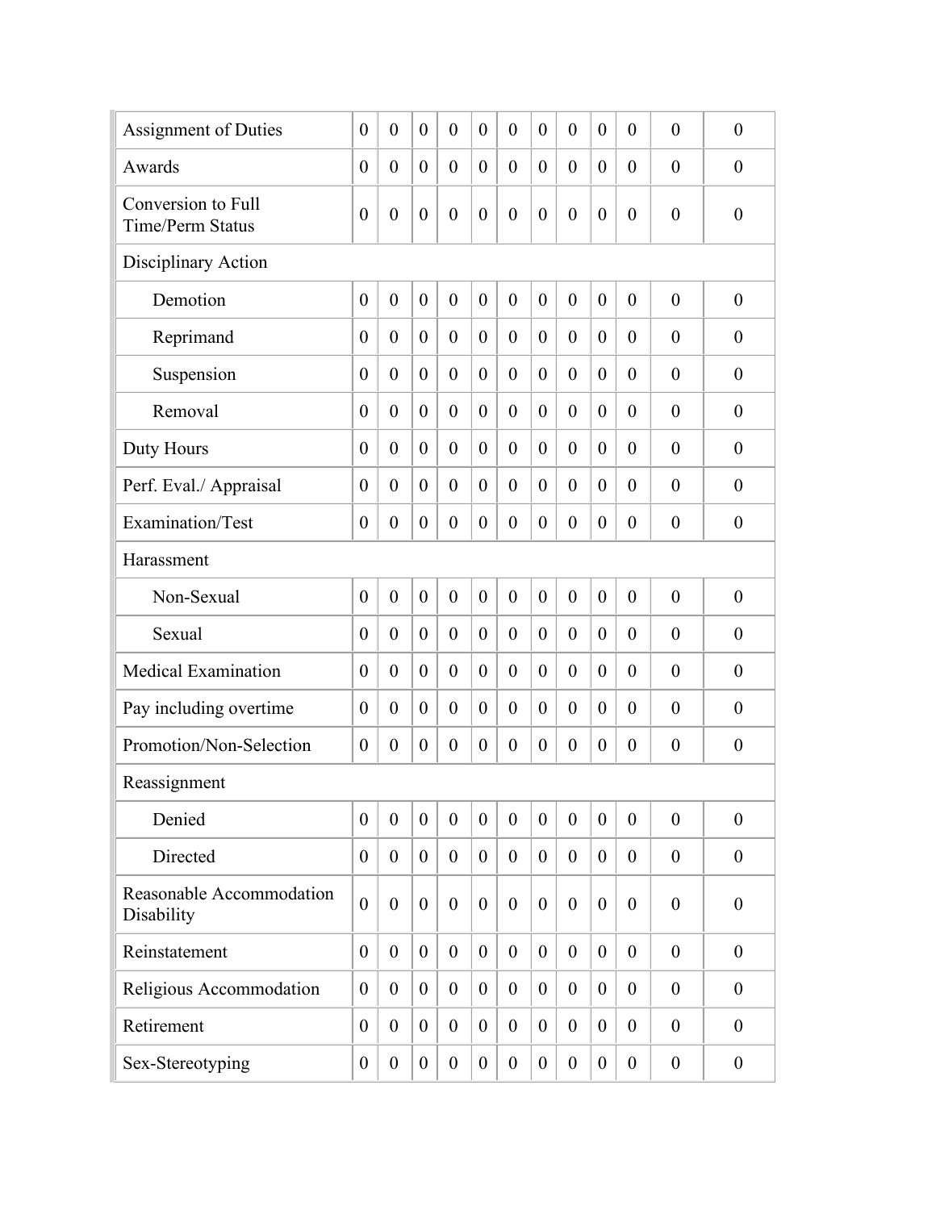| | | | | | | | | | | | | |
|---|---|---|---|---|---|---|---|---|---|---|---|---|
| Assignment of Duties | 0 | 0 | 0 | 0 | 0 | 0 | 0 | 0 | 0 | 0 | 0 | 0 |
| Awards | 0 | 0 | 0 | 0 | 0 | 0 | 0 | 0 | 0 | 0 | 0 | 0 |
| Conversion to Full Time/Perm Status | 0 | 0 | 0 | 0 | 0 | 0 | 0 | 0 | 0 | 0 | 0 | 0 |
| Disciplinary Action | | | | | | | | | | | | |
| Demotion | 0 | 0 | 0 | 0 | 0 | 0 | 0 | 0 | 0 | 0 | 0 | 0 |
| Reprimand | 0 | 0 | 0 | 0 | 0 | 0 | 0 | 0 | 0 | 0 | 0 | 0 |
| Suspension | 0 | 0 | 0 | 0 | 0 | 0 | 0 | 0 | 0 | 0 | 0 | 0 |
| Removal | 0 | 0 | 0 | 0 | 0 | 0 | 0 | 0 | 0 | 0 | 0 | 0 |
| Duty Hours | 0 | 0 | 0 | 0 | 0 | 0 | 0 | 0 | 0 | 0 | 0 | 0 |
| Perf. Eval./ Appraisal | 0 | 0 | 0 | 0 | 0 | 0 | 0 | 0 | 0 | 0 | 0 | 0 |
| Examination/Test | 0 | 0 | 0 | 0 | 0 | 0 | 0 | 0 | 0 | 0 | 0 | 0 |
| Harassment | | | | | | | | | | | | |
| Non-Sexual | 0 | 0 | 0 | 0 | 0 | 0 | 0 | 0 | 0 | 0 | 0 | 0 |
| Sexual | 0 | 0 | 0 | 0 | 0 | 0 | 0 | 0 | 0 | 0 | 0 | 0 |
| Medical Examination | 0 | 0 | 0 | 0 | 0 | 0 | 0 | 0 | 0 | 0 | 0 | 0 |
| Pay including overtime | 0 | 0 | 0 | 0 | 0 | 0 | 0 | 0 | 0 | 0 | 0 | 0 |
| Promotion/Non-Selection | 0 | 0 | 0 | 0 | 0 | 0 | 0 | 0 | 0 | 0 | 0 | 0 |
| Reassignment | | | | | | | | | | | | |
| Denied | 0 | 0 | 0 | 0 | 0 | 0 | 0 | 0 | 0 | 0 | 0 | 0 |
| Directed | 0 | 0 | 0 | 0 | 0 | 0 | 0 | 0 | 0 | 0 | 0 | 0 |
| Reasonable Accommodation Disability | 0 | 0 | 0 | 0 | 0 | 0 | 0 | 0 | 0 | 0 | 0 | 0 |
| Reinstatement | 0 | 0 | 0 | 0 | 0 | 0 | 0 | 0 | 0 | 0 | 0 | 0 |
| Religious Accommodation | 0 | 0 | 0 | 0 | 0 | 0 | 0 | 0 | 0 | 0 | 0 | 0 |
| Retirement | 0 | 0 | 0 | 0 | 0 | 0 | 0 | 0 | 0 | 0 | 0 | 0 |
| Sex-Stereotyping | 0 | 0 | 0 | 0 | 0 | 0 | 0 | 0 | 0 | 0 | 0 | 0 |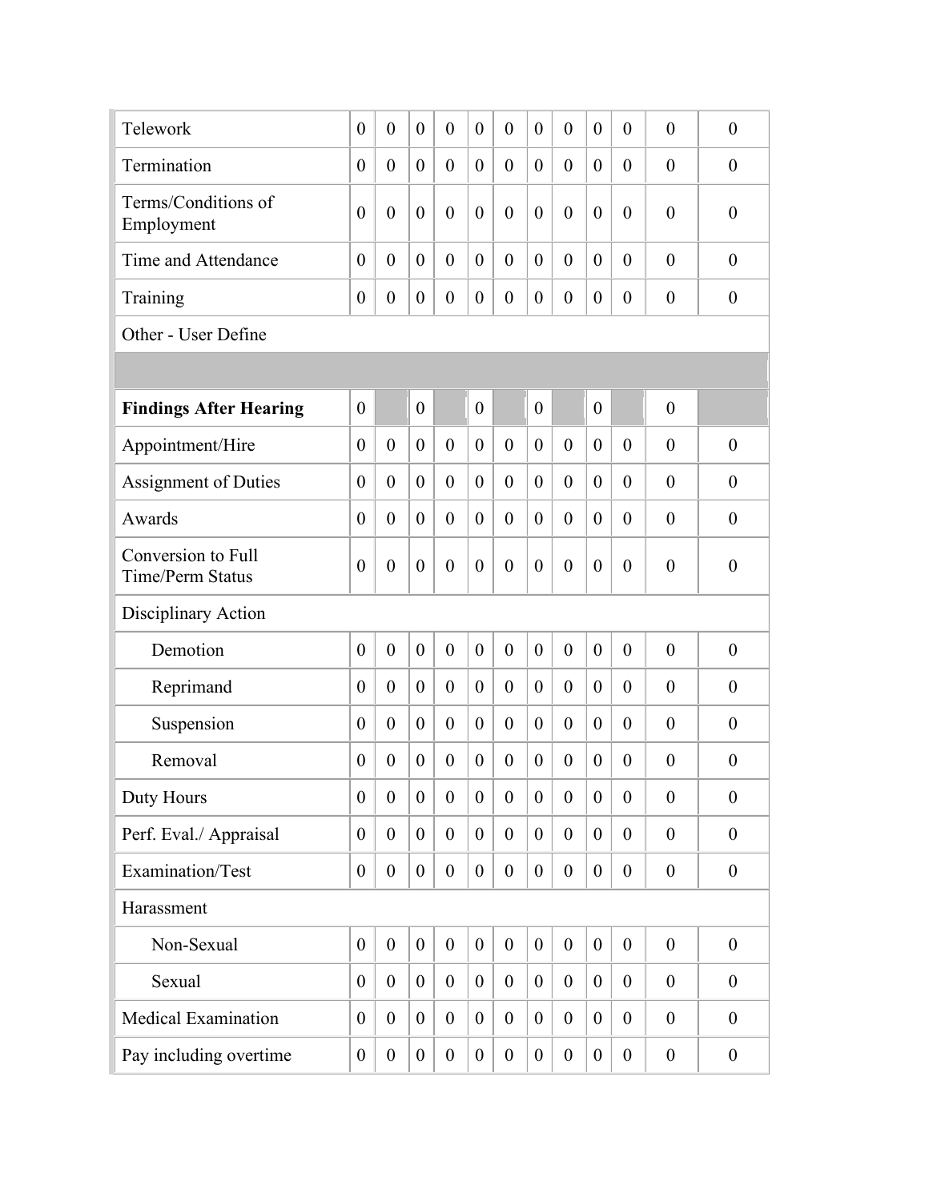| | | | | | | | | | | | | |
|---|---|---|---|---|---|---|---|---|---|---|---|---|
| Telework | 0 | 0 | 0 | 0 | 0 | 0 | 0 | 0 | 0 | 0 | 0 | 0 |
| Termination | 0 | 0 | 0 | 0 | 0 | 0 | 0 | 0 | 0 | 0 | 0 | 0 |
| Terms/Conditions of Employment | 0 | 0 | 0 | 0 | 0 | 0 | 0 | 0 | 0 | 0 | 0 | 0 |
| Time and Attendance | 0 | 0 | 0 | 0 | 0 | 0 | 0 | 0 | 0 | 0 | 0 | 0 |
| Training | 0 | 0 | 0 | 0 | 0 | 0 | 0 | 0 | 0 | 0 | 0 | 0 |
| Other - User Define | | | | | | | | | | | | |
| | | | | | | | | | | | | |
| **Findings After Hearing** | 0 | | 0 | | 0 | | 0 | | 0 | | 0 | |
| Appointment/Hire | 0 | 0 | 0 | 0 | 0 | 0 | 0 | 0 | 0 | 0 | 0 | 0 |
| Assignment of Duties | 0 | 0 | 0 | 0 | 0 | 0 | 0 | 0 | 0 | 0 | 0 | 0 |
| Awards | 0 | 0 | 0 | 0 | 0 | 0 | 0 | 0 | 0 | 0 | 0 | 0 |
| Conversion to Full Time/Perm Status | 0 | 0 | 0 | 0 | 0 | 0 | 0 | 0 | 0 | 0 | 0 | 0 |
| Disciplinary Action | | | | | | | | | | | | |
| Demotion | 0 | 0 | 0 | 0 | 0 | 0 | 0 | 0 | 0 | 0 | 0 | 0 |
| Reprimand | 0 | 0 | 0 | 0 | 0 | 0 | 0 | 0 | 0 | 0 | 0 | 0 |
| Suspension | 0 | 0 | 0 | 0 | 0 | 0 | 0 | 0 | 0 | 0 | 0 | 0 |
| Removal | 0 | 0 | 0 | 0 | 0 | 0 | 0 | 0 | 0 | 0 | 0 | 0 |
| Duty Hours | 0 | 0 | 0 | 0 | 0 | 0 | 0 | 0 | 0 | 0 | 0 | 0 |
| Perf. Eval./ Appraisal | 0 | 0 | 0 | 0 | 0 | 0 | 0 | 0 | 0 | 0 | 0 | 0 |
| Examination/Test | 0 | 0 | 0 | 0 | 0 | 0 | 0 | 0 | 0 | 0 | 0 | 0 |
| Harassment | | | | | | | | | | | | |
| Non-Sexual | 0 | 0 | 0 | 0 | 0 | 0 | 0 | 0 | 0 | 0 | 0 | 0 |
| Sexual | 0 | 0 | 0 | 0 | 0 | 0 | 0 | 0 | 0 | 0 | 0 | 0 |
| Medical Examination | 0 | 0 | 0 | 0 | 0 | 0 | 0 | 0 | 0 | 0 | 0 | 0 |
| Pay including overtime | 0 | 0 | 0 | 0 | 0 | 0 | 0 | 0 | 0 | 0 | 0 | 0 |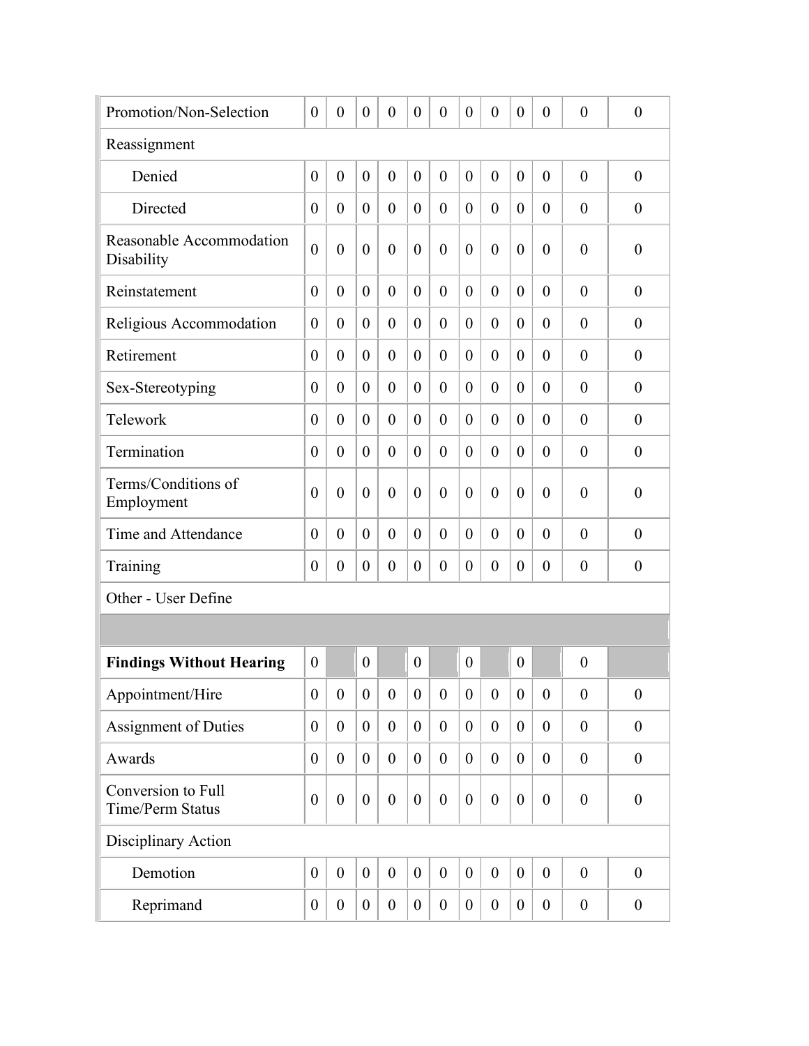| | | | | | | | | | | | | |
|---|---|---|---|---|---|---|---|---|---|---|---|---|
| Promotion/Non-Selection | 0 | 0 | 0 | 0 | 0 | 0 | 0 | 0 | 0 | 0 | 0 | 0 |
| Reassignment | | | | | | | | | | | | |
| Denied | 0 | 0 | 0 | 0 | 0 | 0 | 0 | 0 | 0 | 0 | 0 | 0 |
| Directed | 0 | 0 | 0 | 0 | 0 | 0 | 0 | 0 | 0 | 0 | 0 | 0 |
| Reasonable Accommodation Disability | 0 | 0 | 0 | 0 | 0 | 0 | 0 | 0 | 0 | 0 | 0 | 0 |
| Reinstatement | 0 | 0 | 0 | 0 | 0 | 0 | 0 | 0 | 0 | 0 | 0 | 0 |
| Religious Accommodation | 0 | 0 | 0 | 0 | 0 | 0 | 0 | 0 | 0 | 0 | 0 | 0 |
| Retirement | 0 | 0 | 0 | 0 | 0 | 0 | 0 | 0 | 0 | 0 | 0 | 0 |
| Sex-Stereotyping | 0 | 0 | 0 | 0 | 0 | 0 | 0 | 0 | 0 | 0 | 0 | 0 |
| Telework | 0 | 0 | 0 | 0 | 0 | 0 | 0 | 0 | 0 | 0 | 0 | 0 |
| Termination | 0 | 0 | 0 | 0 | 0 | 0 | 0 | 0 | 0 | 0 | 0 | 0 |
| Terms/Conditions of Employment | 0 | 0 | 0 | 0 | 0 | 0 | 0 | 0 | 0 | 0 | 0 | 0 |
| Time and Attendance | 0 | 0 | 0 | 0 | 0 | 0 | 0 | 0 | 0 | 0 | 0 | 0 |
| Training | 0 | 0 | 0 | 0 | 0 | 0 | 0 | 0 | 0 | 0 | 0 | 0 |
| Other - User Define | | | | | | | | | | | | |
| | | | | | | | | | | | | |
| **Findings Without Hearing** | 0 | | 0 | | 0 | | 0 | | 0 | | 0 | |
| Appointment/Hire | 0 | 0 | 0 | 0 | 0 | 0 | 0 | 0 | 0 | 0 | 0 | 0 |
| Assignment of Duties | 0 | 0 | 0 | 0 | 0 | 0 | 0 | 0 | 0 | 0 | 0 | 0 |
| Awards | 0 | 0 | 0 | 0 | 0 | 0 | 0 | 0 | 0 | 0 | 0 | 0 |
| Conversion to Full Time/Perm Status | 0 | 0 | 0 | 0 | 0 | 0 | 0 | 0 | 0 | 0 | 0 | 0 |
| Disciplinary Action | | | | | | | | | | | | |
| Demotion | 0 | 0 | 0 | 0 | 0 | 0 | 0 | 0 | 0 | 0 | 0 | 0 |
| Reprimand | 0 | 0 | 0 | 0 | 0 | 0 | 0 | 0 | 0 | 0 | 0 | 0 |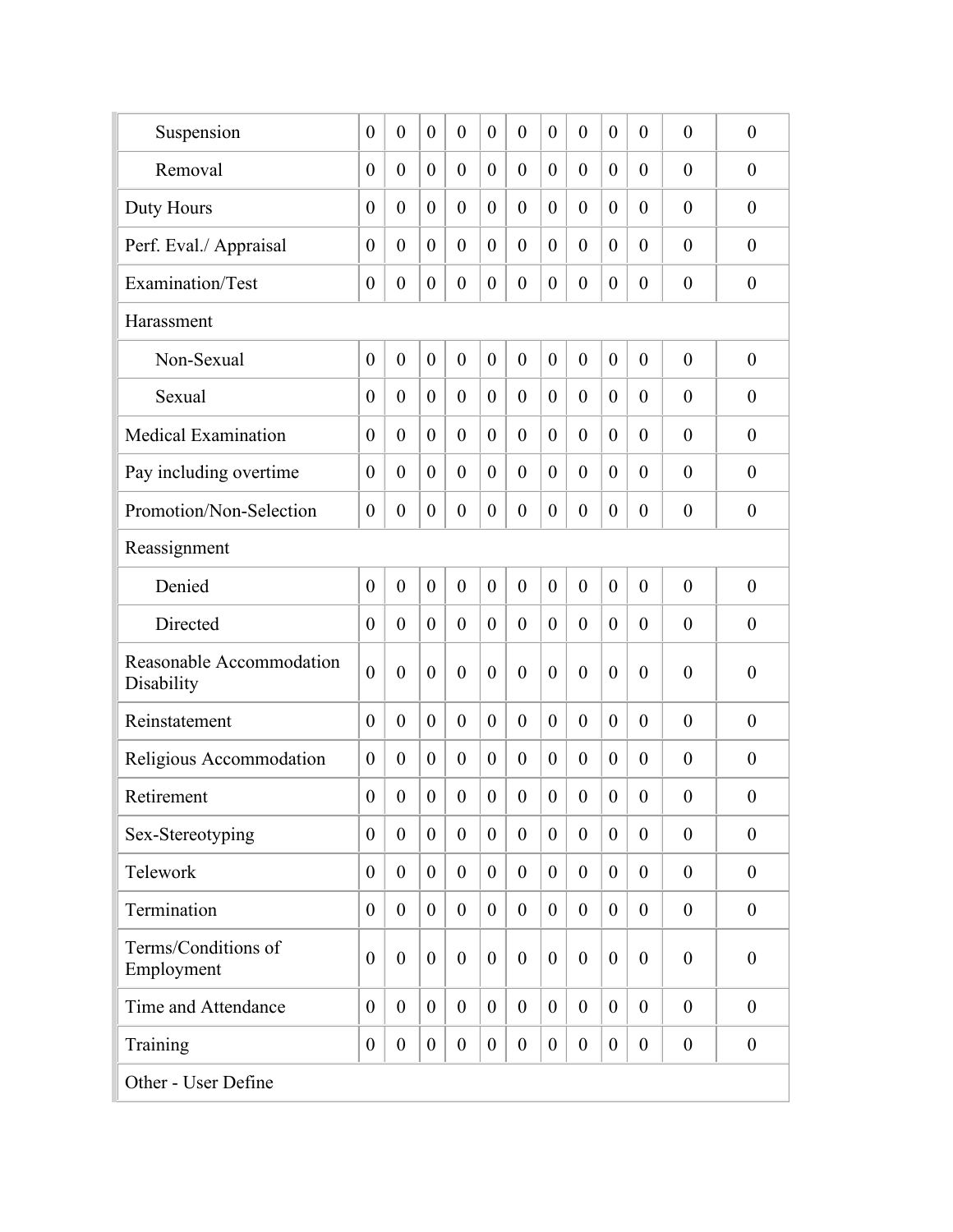| | | | | | | | | | | | | |
|---|---|---|---|---|---|---|---|---|---|---|---|---|
| Suspension | 0 | 0 | 0 | 0 | 0 | 0 | 0 | 0 | 0 | 0 | 0 | 0 |
| Removal | 0 | 0 | 0 | 0 | 0 | 0 | 0 | 0 | 0 | 0 | 0 | 0 |
| Duty Hours | 0 | 0 | 0 | 0 | 0 | 0 | 0 | 0 | 0 | 0 | 0 | 0 |
| Perf. Eval./ Appraisal | 0 | 0 | 0 | 0 | 0 | 0 | 0 | 0 | 0 | 0 | 0 | 0 |
| Examination/Test | 0 | 0 | 0 | 0 | 0 | 0 | 0 | 0 | 0 | 0 | 0 | 0 |
| Harassment | | | | | | | | | | | | |
| Non-Sexual | 0 | 0 | 0 | 0 | 0 | 0 | 0 | 0 | 0 | 0 | 0 | 0 |
| Sexual | 0 | 0 | 0 | 0 | 0 | 0 | 0 | 0 | 0 | 0 | 0 | 0 |
| Medical Examination | 0 | 0 | 0 | 0 | 0 | 0 | 0 | 0 | 0 | 0 | 0 | 0 |
| Pay including overtime | 0 | 0 | 0 | 0 | 0 | 0 | 0 | 0 | 0 | 0 | 0 | 0 |
| Promotion/Non-Selection | 0 | 0 | 0 | 0 | 0 | 0 | 0 | 0 | 0 | 0 | 0 | 0 |
| Reassignment | | | | | | | | | | | | |
| Denied | 0 | 0 | 0 | 0 | 0 | 0 | 0 | 0 | 0 | 0 | 0 | 0 |
| Directed | 0 | 0 | 0 | 0 | 0 | 0 | 0 | 0 | 0 | 0 | 0 | 0 |
| Reasonable Accommodation Disability | 0 | 0 | 0 | 0 | 0 | 0 | 0 | 0 | 0 | 0 | 0 | 0 |
| Reinstatement | 0 | 0 | 0 | 0 | 0 | 0 | 0 | 0 | 0 | 0 | 0 | 0 |
| Religious Accommodation | 0 | 0 | 0 | 0 | 0 | 0 | 0 | 0 | 0 | 0 | 0 | 0 |
| Retirement | 0 | 0 | 0 | 0 | 0 | 0 | 0 | 0 | 0 | 0 | 0 | 0 |
| Sex-Stereotyping | 0 | 0 | 0 | 0 | 0 | 0 | 0 | 0 | 0 | 0 | 0 | 0 |
| Telework | 0 | 0 | 0 | 0 | 0 | 0 | 0 | 0 | 0 | 0 | 0 | 0 |
| Termination | 0 | 0 | 0 | 0 | 0 | 0 | 0 | 0 | 0 | 0 | 0 | 0 |
| Terms/Conditions of Employment | 0 | 0 | 0 | 0 | 0 | 0 | 0 | 0 | 0 | 0 | 0 | 0 |
| Time and Attendance | 0 | 0 | 0 | 0 | 0 | 0 | 0 | 0 | 0 | 0 | 0 | 0 |
| Training | 0 | 0 | 0 | 0 | 0 | 0 | 0 | 0 | 0 | 0 | 0 | 0 |
| Other - User Define | | | | | | | | | | | | |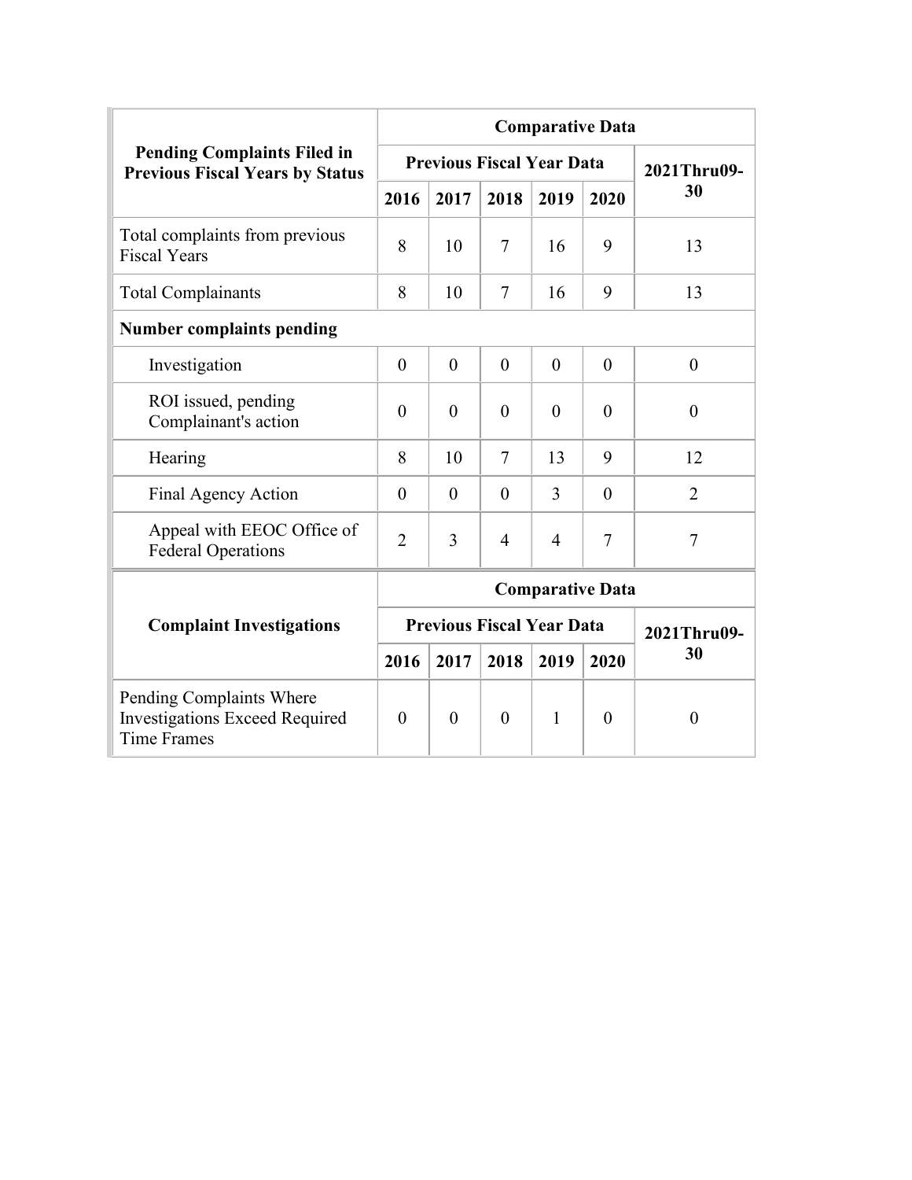| Pending Complaints Filed in Previous Fiscal Years by Status | Comparative Data | | | | | |
|---|---|---|---|---|---|---|
| | Previous Fiscal Year Data | | | | | 2021Thru09-30 |
| | 2016 | 2017 | 2018 | 2019 | 2020 | |
| Total complaints from previous Fiscal Years | 8 | 10 | 7 | 16 | 9 | 13 |
| Total Complainants | 8 | 10 | 7 | 16 | 9 | 13 |
| **Number complaints pending** | | | | | | |
| Investigation | 0 | 0 | 0 | 0 | 0 | 0 |
| ROI issued, pending Complainant's action | 0 | 0 | 0 | 0 | 0 | 0 |
| Hearing | 8 | 10 | 7 | 13 | 9 | 12 |
| Final Agency Action | 0 | 0 | 0 | 3 | 0 | 2 |
| Appeal with EEOC Office of Federal Operations | 2 | 3 | 4 | 4 | 7 | 7 |

| Complaint Investigations | Comparative Data | | | | | |
|---|---|---|---|---|---|---|
| | Previous Fiscal Year Data | | | | | 2021Thru09-30 |
| | 2016 | 2017 | 2018 | 2019 | 2020 | |
| Pending Complaints Where Investigations Exceed Required Time Frames | 0 | 0 | 0 | 1 | 0 | 0 |